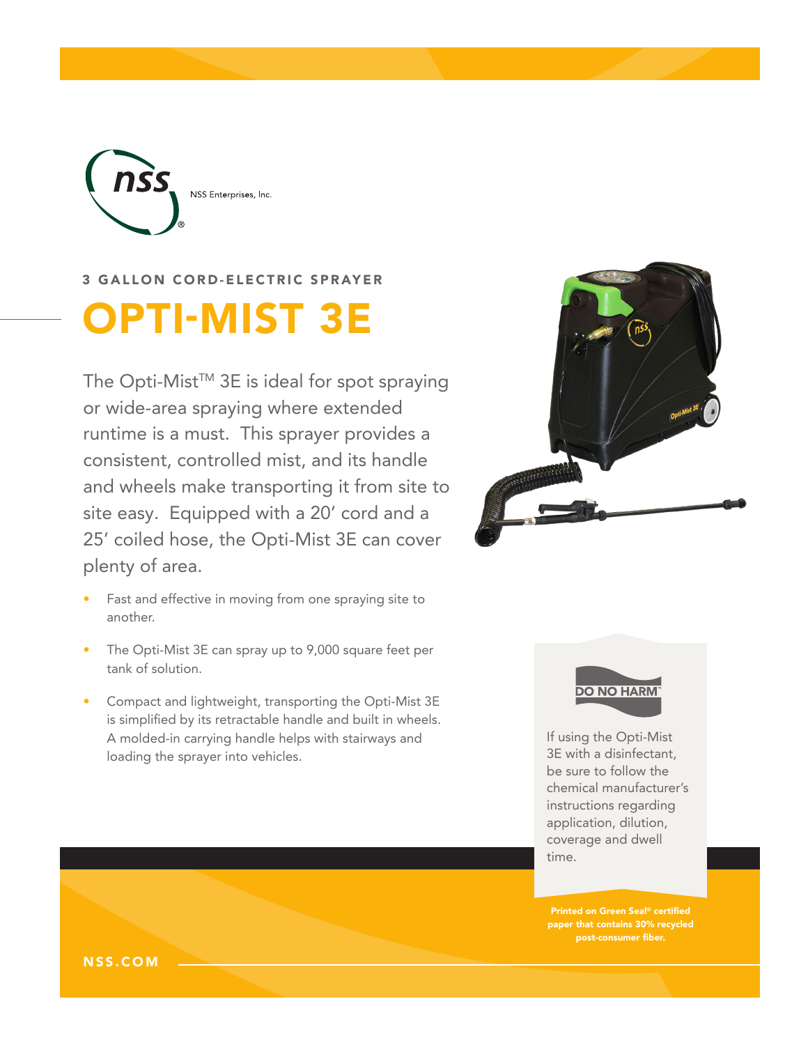NSS Enterprises, Inc.

3 GALLON CORD-ELECTRIC SPRAYER

# OPTI-MIST 3E

The Opti-Mist™ 3E is ideal for spot spraying or wide-area spraying where extended runtime is a must. This sprayer provides a consistent, controlled mist, and its handle and wheels make transporting it from site to site easy. Equipped with a 20' cord and a 25' coiled hose, the Opti-Mist 3E can cover plenty of area.

- Fast and effective in moving from one spraying site to another.
- The Opti-Mist 3E can spray up to 9,000 square feet per tank of solution.
- Compact and lightweight, transporting the Opti-Mist 3E is simplified by its retractable handle and built in wheels. A molded-in carrying handle helps with stairways and loading the sprayer into vehicles.

**DO NO HARM™**

If using the Opti-Mist 3E with a disinfectant, be sure to follow the chemical manufacturer's instructions regarding application, dilution, coverage and dwell time.

Printed on Green Seal® certified paper that contains 30% recycled post-consumer fiber.

NSS.COM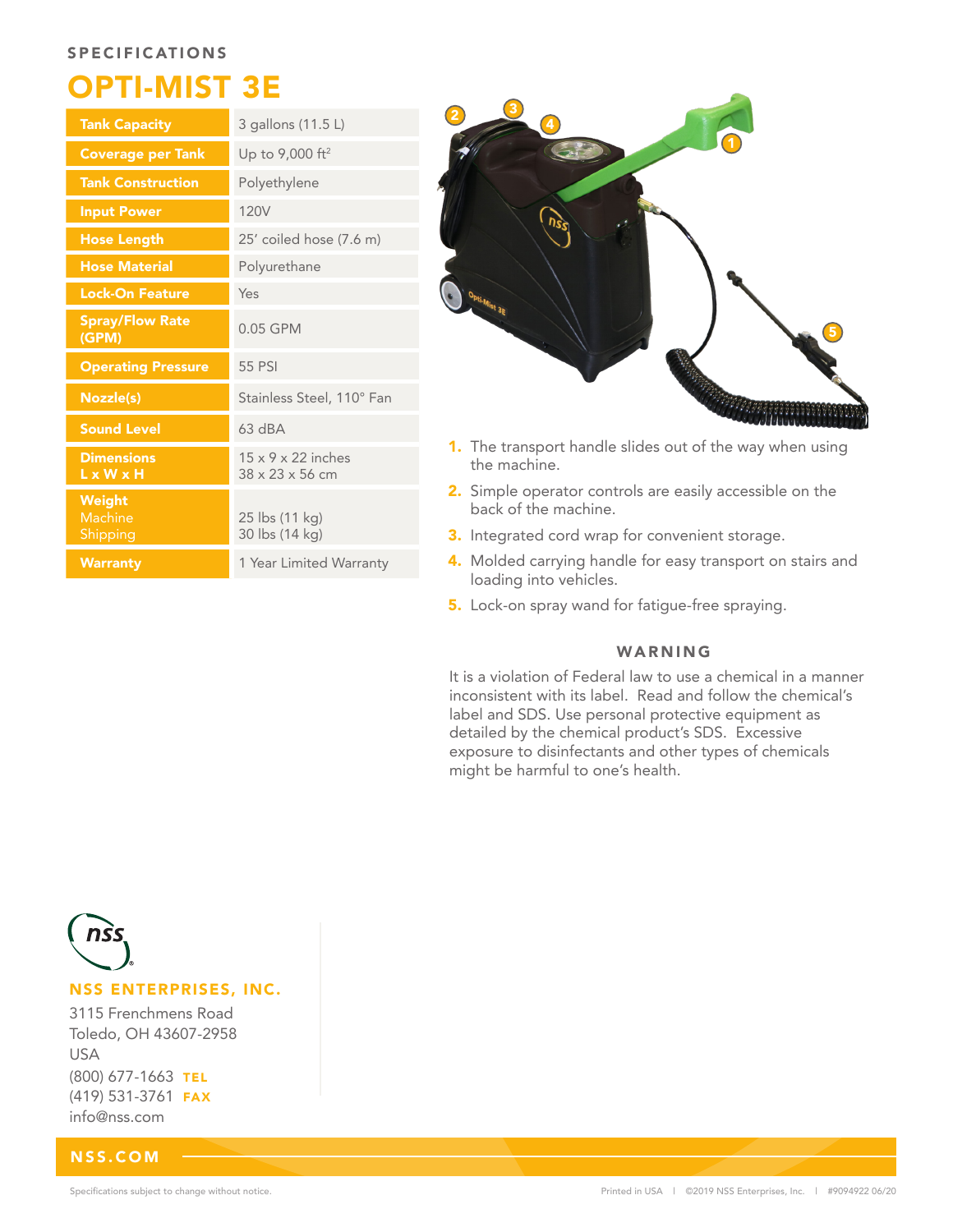SPECIFICATIONS

# OPTI-MIST 3E

| | |
|---|---|
| **Tank Capacity** | 3 gallons (11.5 L) |
| **Coverage per Tank** | Up to 9,000 ft$^2$ |
| **Tank Construction** | Polyethylene |
| **Input Power** | 120V |
| **Hose Length** | 25' coiled hose (7.6 m) |
| **Hose Material** | Polyurethane |
| **Lock-On Feature** | Yes |
| **Spray/Flow Rate (GPM)** | 0.05 GPM |
| **Operating Pressure** | 55 PSI |
| **Nozzle(s)** | Stainless Steel, 110° Fan |
| **Sound Level** | 63 dBA |
| **Dimensions L x W x H** | 15 x 9 x 22 inches<br>38 x 23 x 56 cm |
| **Weight** Machine Shipping | 25 lbs (11 kg)<br>30 lbs (14 kg) |
| **Warranty** | 1 Year Limited Warranty |

1. The transport handle slides out of the way when using the machine.
2. Simple operator controls are easily accessible on the back of the machine.
3. Integrated cord wrap for convenient storage.
4. Molded carrying handle for easy transport on stairs and loading into vehicles.
5. Lock-on spray wand for fatigue-free spraying.

### WARNING

It is a violation of Federal law to use a chemical in a manner inconsistent with its label. Read and follow the chemical's label and SDS. Use personal protective equipment as detailed by the chemical product's SDS. Excessive exposure to disinfectants and other types of chemicals might be harmful to one's health.

**NSS ENTERPRISES, INC.**

3115 Frenchmens Road
Toledo, OH 43607-2958
USA
(800) 677-1663 TEL
(419) 531-3761 FAX
info@nss.com

NSS.COM

Specifications subject to change without notice.

Printed in USA | ©2019 NSS Enterprises, Inc. | #9094922 06/20